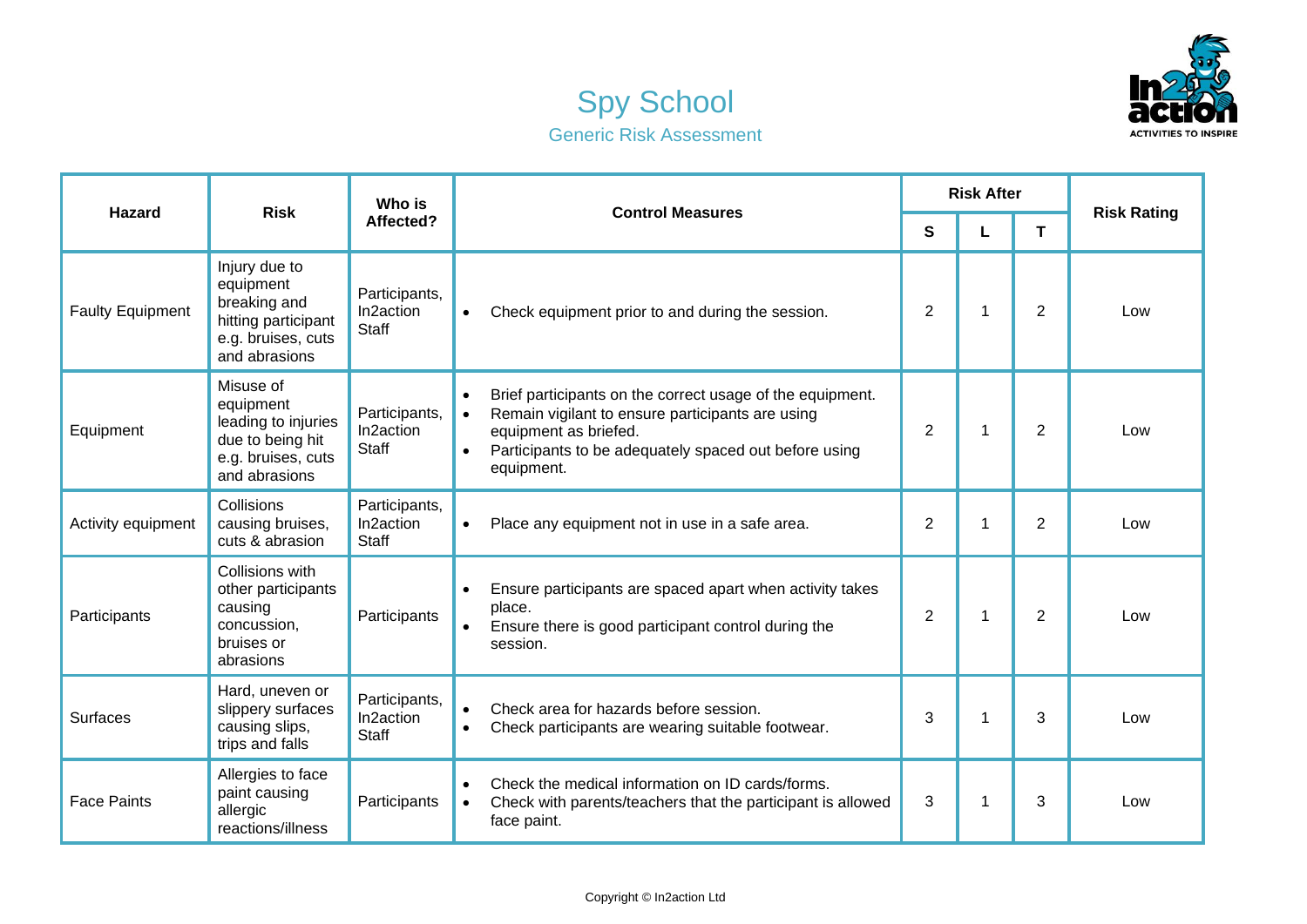# Spy School

## Generic Risk Assessment

| Hazard | Risk | Who is Affected? | Control Measures | Risk After | | | Risk Rating |
|---|---|---|---|---|---|---|---|
| | | | | S | L | T | |
| Faulty Equipment | Injury due to equipment breaking and hitting participant e.g. bruises, cuts and abrasions | Participants, In2action Staff | • Check equipment prior to and during the session. | 2 | 1 | 2 | Low |
| Equipment | Misuse of equipment leading to injuries due to being hit e.g. bruises, cuts and abrasions | Participants, In2action Staff | • Brief participants on the correct usage of the equipment.<br>• Remain vigilant to ensure participants are using equipment as briefed.<br>• Participants to be adequately spaced out before using equipment. | 2 | 1 | 2 | Low |
| Activity equipment | Collisions causing bruises, cuts & abrasion | Participants, In2action Staff | • Place any equipment not in use in a safe area. | 2 | 1 | 2 | Low |
| Participants | Collisions with other participants causing concussion, bruises or abrasions | Participants | • Ensure participants are spaced apart when activity takes place.<br>• Ensure there is good participant control during the session. | 2 | 1 | 2 | Low |
| Surfaces | Hard, uneven or slippery surfaces causing slips, trips and falls | Participants, In2action Staff | • Check area for hazards before session.<br>• Check participants are wearing suitable footwear. | 3 | 1 | 3 | Low |
| Face Paints | Allergies to face paint causing allergic reactions/illness | Participants | • Check the medical information on ID cards/forms.<br>• Check with parents/teachers that the participant is allowed face paint. | 3 | 1 | 3 | Low |

Copyright © In2action Ltd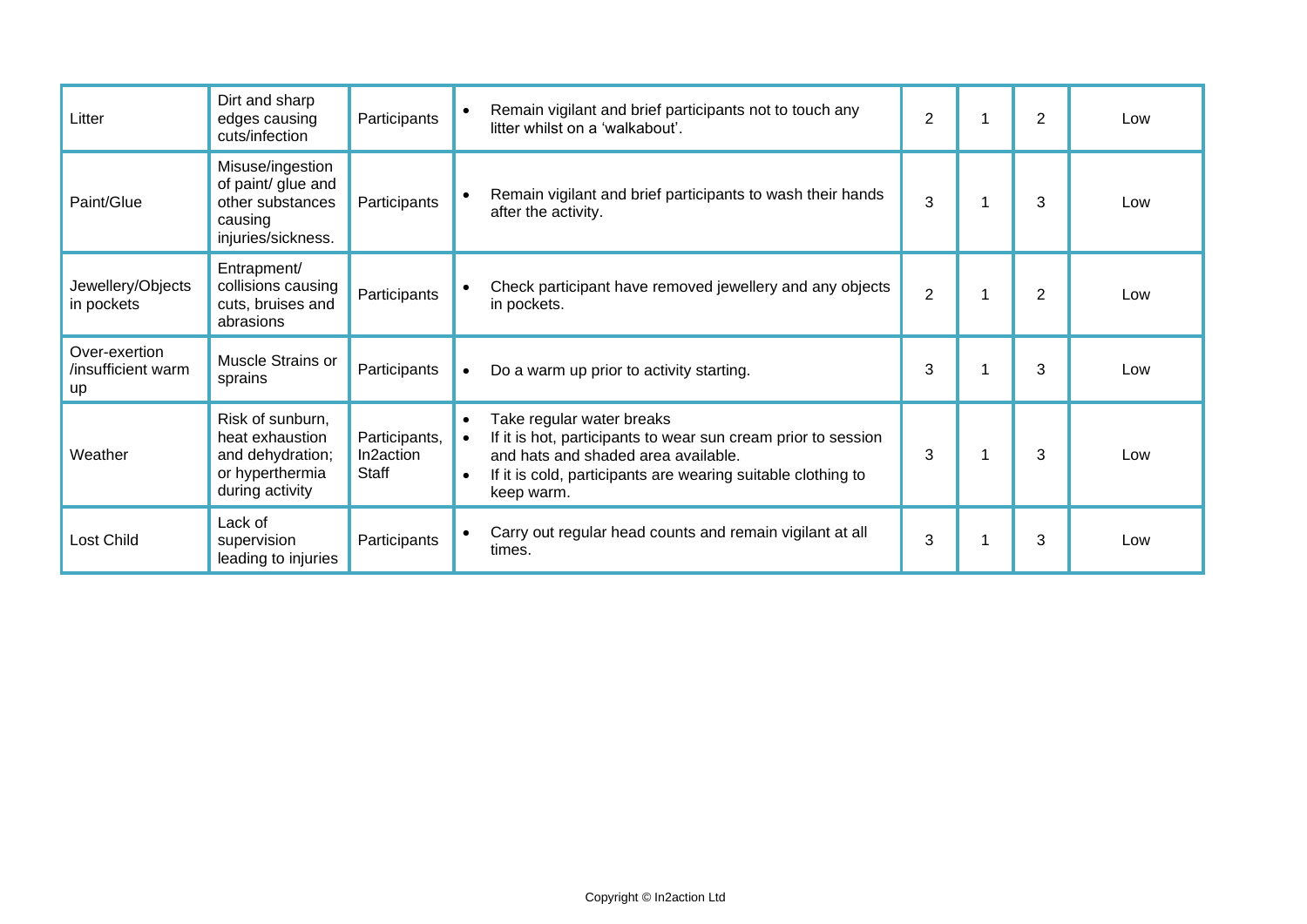| | | | | | | | |
|---|---|---|---|---|---|---|---|
| Litter | Dirt and sharp edges causing cuts/infection | Participants | • Remain vigilant and brief participants not to touch any litter whilst on a 'walkabout'. | 2 | 1 | 2 | Low |
| Paint/Glue | Misuse/ingestion of paint/ glue and other substances causing injuries/sickness. | Participants | • Remain vigilant and brief participants to wash their hands after the activity. | 3 | 1 | 3 | Low |
| Jewellery/Objects in pockets | Entrapment/ collisions causing cuts, bruises and abrasions | Participants | • Check participant have removed jewellery and any objects in pockets. | 2 | 1 | 2 | Low |
| Over-exertion /insufficient warm up | Muscle Strains or sprains | Participants | • Do a warm up prior to activity starting. | 3 | 1 | 3 | Low |
| Weather | Risk of sunburn, heat exhaustion and dehydration; or hyperthermia during activity | Participants, In2action Staff | • Take regular water breaks<br>• If it is hot, participants to wear sun cream prior to session and hats and shaded area available.<br>• If it is cold, participants are wearing suitable clothing to keep warm. | 3 | 1 | 3 | Low |
| Lost Child | Lack of supervision leading to injuries | Participants | • Carry out regular head counts and remain vigilant at all times. | 3 | 1 | 3 | Low |

Copyright © In2action Ltd